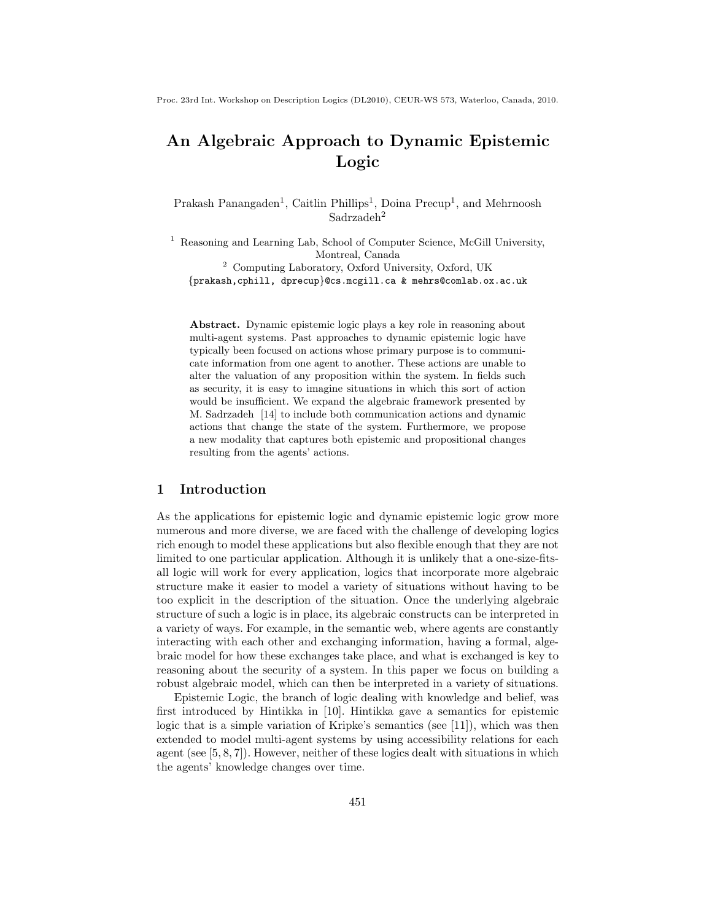# An Algebraic Approach to Dynamic Epistemic Logic

Prakash Panangaden[1], Caitlin Phillips[1], Doina Precup[1], and Mehrnoosh Sadrzadeh[2]

[1] Reasoning and Learning Lab, School of Computer Science, McGill University, Montreal, Canada

[2] Computing Laboratory, Oxford University, Oxford, UK

{prakash,cphill, dprecup}@cs.mcgill.ca & mehrs@comlab.ox.ac.uk

**Abstract.** Dynamic epistemic logic plays a key role in reasoning about multi-agent systems. Past approaches to dynamic epistemic logic have typically been focused on actions whose primary purpose is to communicate information from one agent to another. These actions are unable to alter the valuation of any proposition within the system. In fields such as security, it is easy to imagine situations in which this sort of action would be insufficient. We expand the algebraic framework presented by M. Sadrzadeh [14] to include both communication actions and dynamic actions that change the state of the system. Furthermore, we propose a new modality that captures both epistemic and propositional changes resulting from the agents' actions.

## 1 Introduction

As the applications for epistemic logic and dynamic epistemic logic grow more numerous and more diverse, we are faced with the challenge of developing logics rich enough to model these applications but also flexible enough that they are not limited to one particular application. Although it is unlikely that a one-size-fits-all logic will work for every application, logics that incorporate more algebraic structure make it easier to model a variety of situations without having to be too explicit in the description of the situation. Once the underlying algebraic structure of such a logic is in place, its algebraic constructs can be interpreted in a variety of ways. For example, in the semantic web, where agents are constantly interacting with each other and exchanging information, having a formal, algebraic model for how these exchanges take place, and what is exchanged is key to reasoning about the security of a system. In this paper we focus on building a robust algebraic model, which can then be interpreted in a variety of situations.

Epistemic Logic, the branch of logic dealing with knowledge and belief, was first introduced by Hintikka in [10]. Hintikka gave a semantics for epistemic logic that is a simple variation of Kripke's semantics (see [11]), which was then extended to model multi-agent systems by using accessibility relations for each agent (see [5, 8, 7]). However, neither of these logics dealt with situations in which the agents' knowledge changes over time.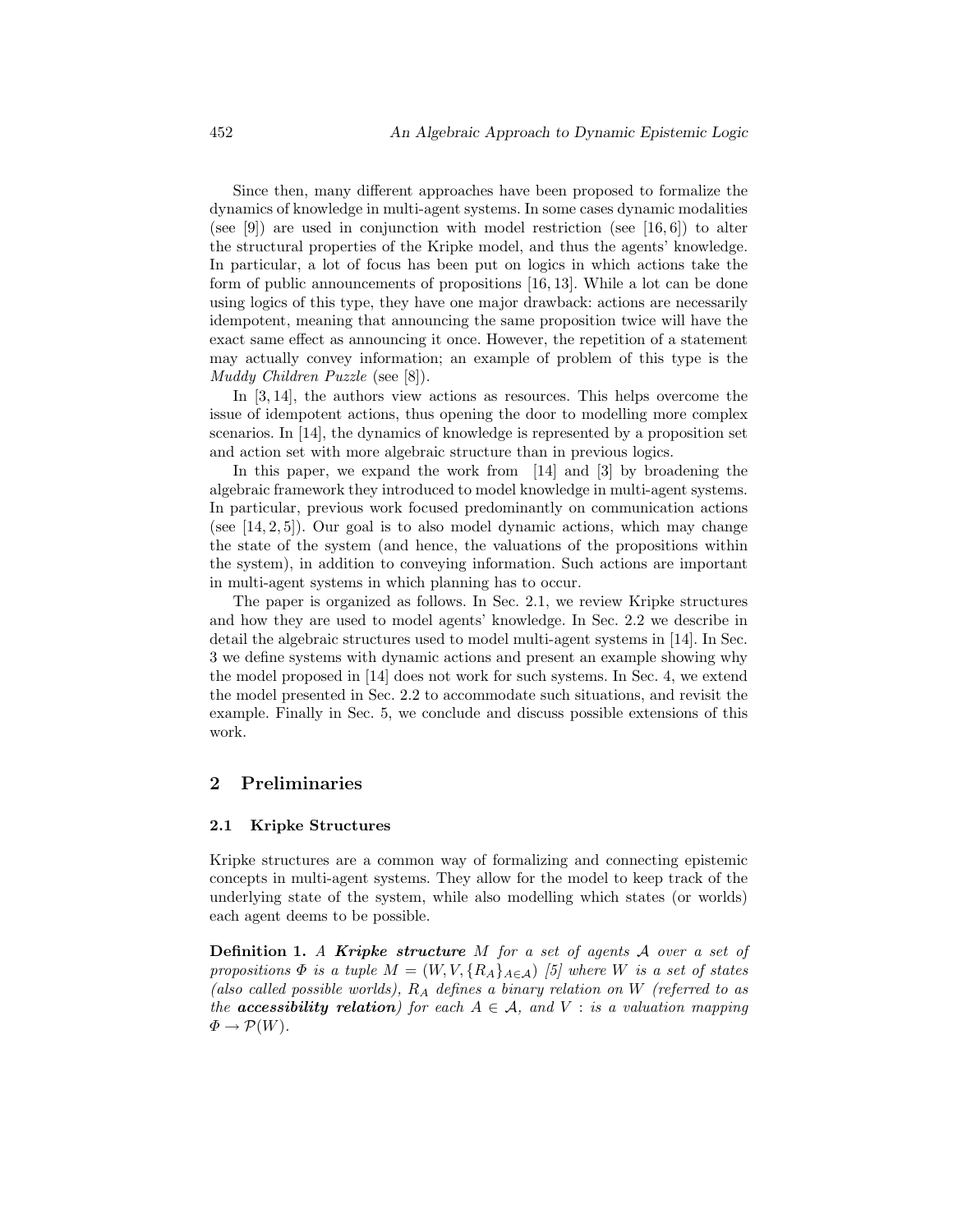Since then, many different approaches have been proposed to formalize the dynamics of knowledge in multi-agent systems. In some cases dynamic modalities (see [9]) are used in conjunction with model restriction (see [16, 6]) to alter the structural properties of the Kripke model, and thus the agents' knowledge. In particular, a lot of focus has been put on logics in which actions take the form of public announcements of propositions [16, 13]. While a lot can be done using logics of this type, they have one major drawback: actions are necessarily idempotent, meaning that announcing the same proposition twice will have the exact same effect as announcing it once. However, the repetition of a statement may actually convey information; an example of problem of this type is the *Muddy Children Puzzle* (see [8]).

In [3, 14], the authors view actions as resources. This helps overcome the issue of idempotent actions, thus opening the door to modelling more complex scenarios. In [14], the dynamics of knowledge is represented by a proposition set and action set with more algebraic structure than in previous logics.

In this paper, we expand the work from [14] and [3] by broadening the algebraic framework they introduced to model knowledge in multi-agent systems. In particular, previous work focused predominantly on communication actions (see [14, 2, 5]). Our goal is to also model dynamic actions, which may change the state of the system (and hence, the valuations of the propositions within the system), in addition to conveying information. Such actions are important in multi-agent systems in which planning has to occur.

The paper is organized as follows. In Sec. 2.1, we review Kripke structures and how they are used to model agents' knowledge. In Sec. 2.2 we describe in detail the algebraic structures used to model multi-agent systems in [14]. In Sec. 3 we define systems with dynamic actions and present an example showing why the model proposed in [14] does not work for such systems. In Sec. 4, we extend the model presented in Sec. 2.2 to accommodate such situations, and revisit the example. Finally in Sec. 5, we conclude and discuss possible extensions of this work.

## 2 Preliminaries

### 2.1 Kripke Structures

Kripke structures are a common way of formalizing and connecting epistemic concepts in multi-agent systems. They allow for the model to keep track of the underlying state of the system, while also modelling which states (or worlds) each agent deems to be possible.

**Definition 1.** *A* ***Kripke structure*** *$M$ for a set of agents $\mathcal{A}$ over a set of propositions $\Phi$ is a tuple $M = (W, V, \{R_A\}_{A \in \mathcal{A}})$ [5] where $W$ is a set of states (also called possible worlds), $R_A$ defines a binary relation on $W$ (referred to as the* ***accessibility relation****) for each $A \in \mathcal{A}$, and $V$ : is a valuation mapping $\Phi \to \mathcal{P}(W)$.*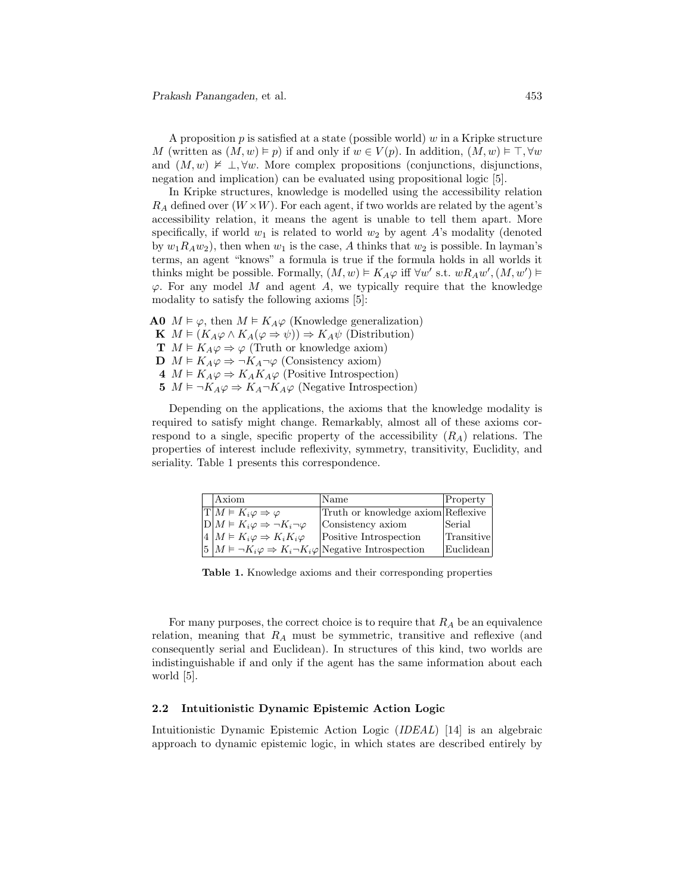A proposition $p$ is satisfied at a state (possible world) $w$ in a Kripke structure $M$ (written as $(M, w) \vDash p$) if and only if $w \in V(p)$. In addition, $(M, w) \vDash \top, \forall w$ and $(M, w) \nvDash \bot, \forall w$. More complex propositions (conjunctions, disjunctions, negation and implication) can be evaluated using propositional logic [5].

In Kripke structures, knowledge is modelled using the accessibility relation $R_A$ defined over $(W \times W)$. For each agent, if two worlds are related by the agent's accessibility relation, it means the agent is unable to tell them apart. More specifically, if world $w_1$ is related to world $w_2$ by agent $A$'s modality (denoted by $w_1 R_A w_2$), then when $w_1$ is the case, $A$ thinks that $w_2$ is possible. In layman's terms, an agent "knows" a formula is true if the formula holds in all worlds it thinks might be possible. Formally, $(M, w) \vDash K_A \varphi$ iff $\forall w'$ s.t. $w R_A w', (M, w') \vDash \varphi$. For any model $M$ and agent $A$, we typically require that the knowledge modality to satisfy the following axioms [5]:

- **A0** $M \vDash \varphi$, then $M \vDash K_A \varphi$ (Knowledge generalization)
- **K** $M \vDash (K_A \varphi \wedge K_A(\varphi \Rightarrow \psi)) \Rightarrow K_A \psi$ (Distribution)
- **T** $M \vDash K_A \varphi \Rightarrow \varphi$ (Truth or knowledge axiom)
- **D** $M \vDash K_A \varphi \Rightarrow \neg K_A \neg \varphi$ (Consistency axiom)
- **4** $M \vDash K_A \varphi \Rightarrow K_A K_A \varphi$ (Positive Introspection)
- **5** $M \vDash \neg K_A \varphi \Rightarrow K_A \neg K_A \varphi$ (Negative Introspection)

Depending on the applications, the axioms that the knowledge modality is required to satisfy might change. Remarkably, almost all of these axioms correspond to a single, specific property of the accessibility ($R_A$) relations. The properties of interest include reflexivity, symmetry, transitivity, Euclidity, and seriality. Table 1 presents this correspondence.

| | Axiom | Name | Property |
|---|---|---|---|
| T | $M \vDash K_i \varphi \Rightarrow \varphi$ | Truth or knowledge axiom | Reflexive |
| D | $M \vDash K_i \varphi \Rightarrow \neg K_i \neg \varphi$ | Consistency axiom | Serial |
| 4 | $M \vDash K_i \varphi \Rightarrow K_i K_i \varphi$ | Positive Introspection | Transitive |
| 5 | $M \vDash \neg K_i \varphi \Rightarrow K_i \neg K_i \varphi$ | Negative Introspection | Euclidean |

**Table 1.** Knowledge axioms and their corresponding properties

For many purposes, the correct choice is to require that $R_A$ be an equivalence relation, meaning that $R_A$ must be symmetric, transitive and reflexive (and consequently serial and Euclidean). In structures of this kind, two worlds are indistinguishable if and only if the agent has the same information about each world [5].

### 2.2 Intuitionistic Dynamic Epistemic Action Logic

Intuitionistic Dynamic Epistemic Action Logic (*IDEAL*) [14] is an algebraic approach to dynamic epistemic logic, in which states are described entirely by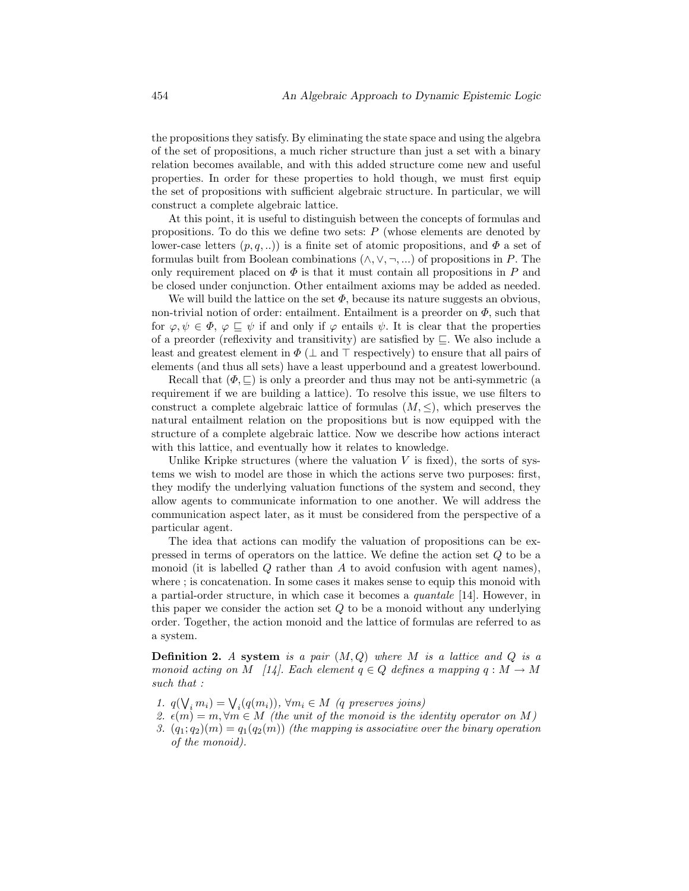the propositions they satisfy. By eliminating the state space and using the algebra of the set of propositions, a much richer structure than just a set with a binary relation becomes available, and with this added structure come new and useful properties. In order for these properties to hold though, we must first equip the set of propositions with sufficient algebraic structure. In particular, we will construct a complete algebraic lattice.

At this point, it is useful to distinguish between the concepts of formulas and propositions. To do this we define two sets: $P$ (whose elements are denoted by lower-case letters $(p, q, ..)$) is a finite set of atomic propositions, and $\Phi$ a set of formulas built from Boolean combinations $(\wedge, \vee, \neg, ...)$ of propositions in $P$. The only requirement placed on $\Phi$ is that it must contain all propositions in $P$ and be closed under conjunction. Other entailment axioms may be added as needed.

We will build the lattice on the set $\Phi$, because its nature suggests an obvious, non-trivial notion of order: entailment. Entailment is a preorder on $\Phi$, such that for $\varphi, \psi \in \Phi$, $\varphi \sqsubseteq \psi$ if and only if $\varphi$ entails $\psi$. It is clear that the properties of a preorder (reflexivity and transitivity) are satisfied by $\sqsubseteq$. We also include a least and greatest element in $\Phi$ ($\bot$ and $\top$ respectively) to ensure that all pairs of elements (and thus all sets) have a least upperbound and a greatest lowerbound.

Recall that $(\Phi, \sqsubseteq)$ is only a preorder and thus may not be anti-symmetric (a requirement if we are building a lattice). To resolve this issue, we use filters to construct a complete algebraic lattice of formulas $(M, \leq)$, which preserves the natural entailment relation on the propositions but is now equipped with the structure of a complete algebraic lattice. Now we describe how actions interact with this lattice, and eventually how it relates to knowledge.

Unlike Kripke structures (where the valuation $V$ is fixed), the sorts of systems we wish to model are those in which the actions serve two purposes: first, they modify the underlying valuation functions of the system and second, they allow agents to communicate information to one another. We will address the communication aspect later, as it must be considered from the perspective of a particular agent.

The idea that actions can modify the valuation of propositions can be expressed in terms of operators on the lattice. We define the action set $Q$ to be a monoid (it is labelled $Q$ rather than $A$ to avoid confusion with agent names), where ; is concatenation. In some cases it makes sense to equip this monoid with a partial-order structure, in which case it becomes a *quantale* [14]. However, in this paper we consider the action set $Q$ to be a monoid without any underlying order. Together, the action monoid and the lattice of formulas are referred to as a system.

**Definition 2.** *A* **system** *is a pair $(M, Q)$ where $M$ is a lattice and $Q$ is a monoid acting on $M$ [14]. Each element $q \in Q$ defines a mapping $q : M \to M$ such that :*

1. $q(\bigvee_i m_i) = \bigvee_i (q(m_i))$, $\forall m_i \in M$ *(q preserves joins)*
2. $\epsilon(m) = m, \forall m \in M$ *(the unit of the monoid is the identity operator on $M$)*
3. $(q_1; q_2)(m) = q_1(q_2(m))$ *(the mapping is associative over the binary operation of the monoid).*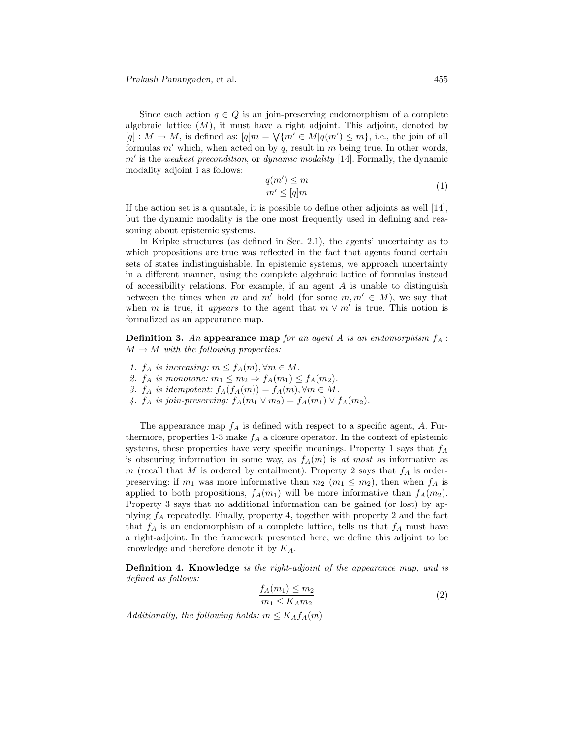Since each action $q \in Q$ is an join-preserving endomorphism of a complete algebraic lattice $(M)$, it must have a right adjoint. This adjoint, denoted by $[q] : M \to M$, is defined as: $[q]m = \bigvee\{m' \in M | q(m') \leq m\}$, i.e., the join of all formulas $m'$ which, when acted on by $q$, result in $m$ being true. In other words, $m'$ is the *weakest precondition*, or *dynamic modality* [14]. Formally, the dynamic modality adjoint i as follows:

$$\frac{q(m') \leq m}{m' \leq [q]m} \tag{1}$$

If the action set is a quantale, it is possible to define other adjoints as well [14], but the dynamic modality is the one most frequently used in defining and reasoning about epistemic systems.

In Kripke structures (as defined in Sec. 2.1), the agents' uncertainty as to which propositions are true was reflected in the fact that agents found certain sets of states indistinguishable. In epistemic systems, we approach uncertainty in a different manner, using the complete algebraic lattice of formulas instead of accessibility relations. For example, if an agent $A$ is unable to distinguish between the times when $m$ and $m'$ hold (for some $m, m' \in M$), we say that when $m$ is true, it *appears* to the agent that $m \vee m'$ is true. This notion is formalized as an appearance map.

**Definition 3.** *An* **appearance map** *for an agent $A$ is an endomorphism $f_A : M \to M$ with the following properties:*

1. *$f_A$ is increasing: $m \leq f_A(m), \forall m \in M$.*
2. *$f_A$ is monotone: $m_1 \leq m_2 \Rightarrow f_A(m_1) \leq f_A(m_2)$.*
3. *$f_A$ is idempotent: $f_A(f_A(m)) = f_A(m), \forall m \in M$.*
4. *$f_A$ is join-preserving: $f_A(m_1 \vee m_2) = f_A(m_1) \vee f_A(m_2)$.*

The appearance map $f_A$ is defined with respect to a specific agent, $A$. Furthermore, properties 1-3 make $f_A$ a closure operator. In the context of epistemic systems, these properties have very specific meanings. Property 1 says that $f_A$ is obscuring information in some way, as $f_A(m)$ is *at most* as informative as $m$ (recall that $M$ is ordered by entailment). Property 2 says that $f_A$ is order-preserving: if $m_1$ was more informative than $m_2$ ($m_1 \leq m_2$), then when $f_A$ is applied to both propositions, $f_A(m_1)$ will be more informative than $f_A(m_2)$. Property 3 says that no additional information can be gained (or lost) by applying $f_A$ repeatedly. Finally, property 4, together with property 2 and the fact that $f_A$ is an endomorphism of a complete lattice, tells us that $f_A$ must have a right-adjoint. In the framework presented here, we define this adjoint to be knowledge and therefore denote it by $K_A$.

**Definition 4. Knowledge** *is the right-adjoint of the appearance map, and is defined as follows:*

$$\frac{f_A(m_1) \leq m_2}{m_1 \leq K_A m_2} \tag{2}$$

*Additionally, the following holds: $m \leq K_A f_A(m)$*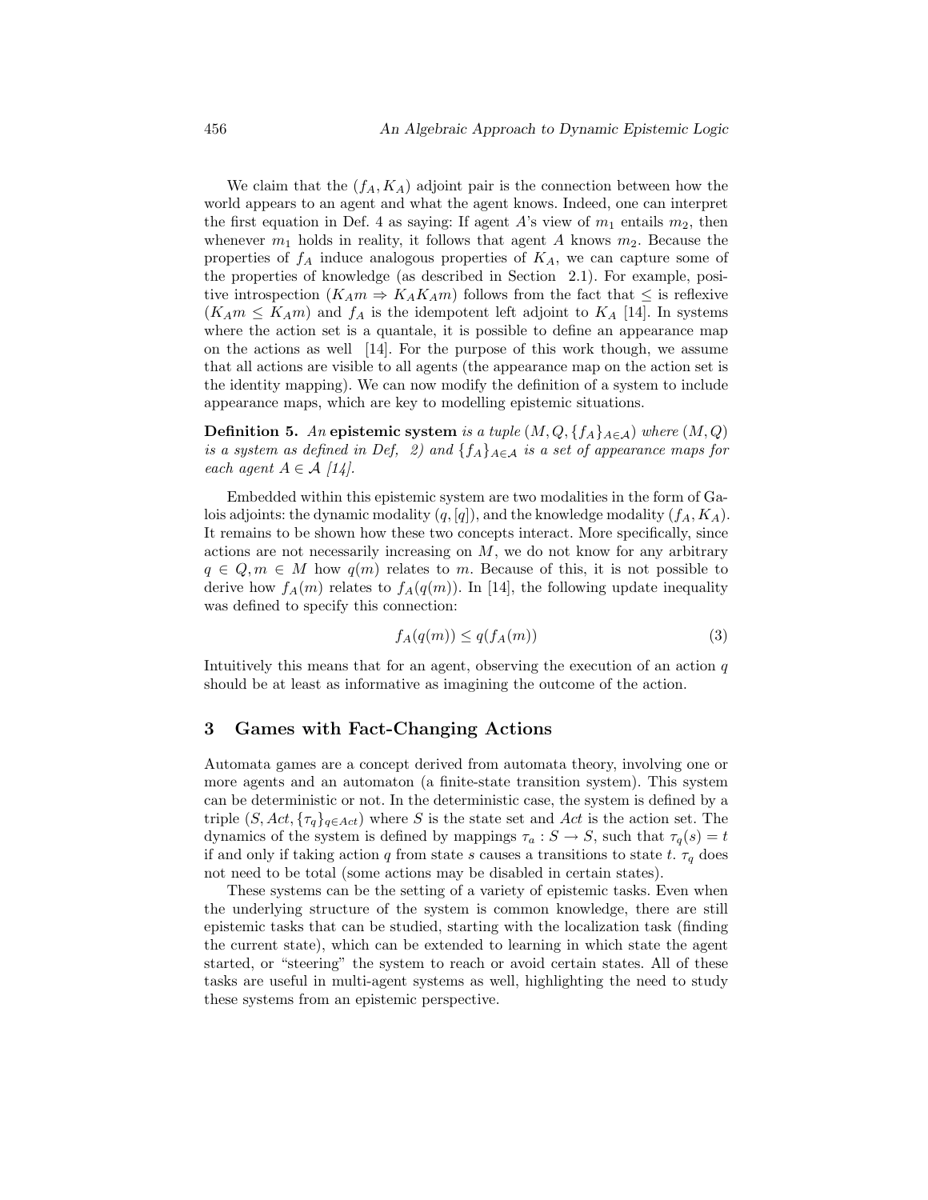We claim that the $(f_A, K_A)$ adjoint pair is the connection between how the world appears to an agent and what the agent knows. Indeed, one can interpret the first equation in Def. 4 as saying: If agent $A$'s view of $m_1$ entails $m_2$, then whenever $m_1$ holds in reality, it follows that agent $A$ knows $m_2$. Because the properties of $f_A$ induce analogous properties of $K_A$, we can capture some of the properties of knowledge (as described in Section 2.1). For example, positive introspection ($K_A m \Rightarrow K_A K_A m$) follows from the fact that $\leq$ is reflexive ($K_A m \leq K_A m$) and $f_A$ is the idempotent left adjoint to $K_A$ [14]. In systems where the action set is a quantale, it is possible to define an appearance map on the actions as well [14]. For the purpose of this work though, we assume that all actions are visible to all agents (the appearance map on the action set is the identity mapping). We can now modify the definition of a system to include appearance maps, which are key to modelling epistemic situations.

**Definition 5.** *An* **epistemic system** *is a tuple $(M, Q, \{f_A\}_{A \in \mathcal{A}})$ where $(M, Q)$ is a system as defined in Def, 2) and $\{f_A\}_{A \in \mathcal{A}}$ is a set of appearance maps for each agent $A \in \mathcal{A}$ [14].*

Embedded within this epistemic system are two modalities in the form of Galois adjoints: the dynamic modality $(q, [q])$, and the knowledge modality $(f_A, K_A)$. It remains to be shown how these two concepts interact. More specifically, since actions are not necessarily increasing on $M$, we do not know for any arbitrary $q \in Q, m \in M$ how $q(m)$ relates to $m$. Because of this, it is not possible to derive how $f_A(m)$ relates to $f_A(q(m))$. In [14], the following update inequality was defined to specify this connection:

$$f_A(q(m)) \leq q(f_A(m)) \tag{3}$$

Intuitively this means that for an agent, observing the execution of an action $q$ should be at least as informative as imagining the outcome of the action.

## 3 Games with Fact-Changing Actions

Automata games are a concept derived from automata theory, involving one or more agents and an automaton (a finite-state transition system). This system can be deterministic or not. In the deterministic case, the system is defined by a triple $(S, Act, \{\tau_q\}_{q \in Act})$ where $S$ is the state set and $Act$ is the action set. The dynamics of the system is defined by mappings $\tau_a : S \to S$, such that $\tau_q(s) = t$ if and only if taking action $q$ from state $s$ causes a transitions to state $t$. $\tau_q$ does not need to be total (some actions may be disabled in certain states).

These systems can be the setting of a variety of epistemic tasks. Even when the underlying structure of the system is common knowledge, there are still epistemic tasks that can be studied, starting with the localization task (finding the current state), which can be extended to learning in which state the agent started, or "steering" the system to reach or avoid certain states. All of these tasks are useful in multi-agent systems as well, highlighting the need to study these systems from an epistemic perspective.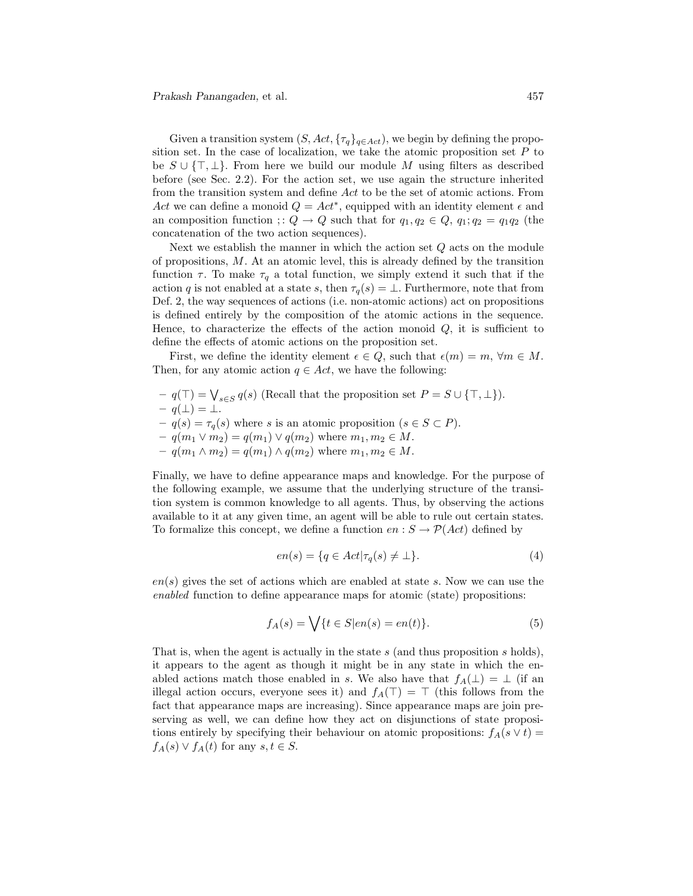Given a transition system $(S, Act, \{\tau_q\}_{q \in Act})$, we begin by defining the proposition set. In the case of localization, we take the atomic proposition set $P$ to be $S \cup \{\top, \bot\}$. From here we build our module $M$ using filters as described before (see Sec. 2.2). For the action set, we use again the structure inherited from the transition system and define $Act$ to be the set of atomic actions. From $Act$ we can define a monoid $Q = Act^*$, equipped with an identity element $\epsilon$ and an composition function $; : Q \to Q$ such that for $q_1, q_2 \in Q$, $q_1; q_2 = q_1 q_2$ (the concatenation of the two action sequences).

Next we establish the manner in which the action set $Q$ acts on the module of propositions, $M$. At an atomic level, this is already defined by the transition function $\tau$. To make $\tau_q$ a total function, we simply extend it such that if the action $q$ is not enabled at a state $s$, then $\tau_q(s) = \bot$. Furthermore, note that from Def. 2, the way sequences of actions (i.e. non-atomic actions) act on propositions is defined entirely by the composition of the atomic actions in the sequence. Hence, to characterize the effects of the action monoid $Q$, it is sufficient to define the effects of atomic actions on the proposition set.

First, we define the identity element $\epsilon \in Q$, such that $\epsilon(m) = m$, $\forall m \in M$. Then, for any atomic action $q \in Act$, we have the following:

- $q(\top) = \bigvee_{s \in S} q(s)$ (Recall that the proposition set $P = S \cup \{\top, \bot\}$).
- $q(\bot) = \bot$.
- $q(s) = \tau_q(s)$ where $s$ is an atomic proposition ($s \in S \subset P$).
- $q(m_1 \vee m_2) = q(m_1) \vee q(m_2)$ where $m_1, m_2 \in M$.
- $q(m_1 \wedge m_2) = q(m_1) \wedge q(m_2)$ where $m_1, m_2 \in M$.

Finally, we have to define appearance maps and knowledge. For the purpose of the following example, we assume that the underlying structure of the transition system is common knowledge to all agents. Thus, by observing the actions available to it at any given time, an agent will be able to rule out certain states. To formalize this concept, we define a function $en : S \to \mathcal{P}(Act)$ defined by

$$en(s) = \{q \in Act | \tau_q(s) \neq \bot\}. \tag{4}$$

$en(s)$ gives the set of actions which are enabled at state $s$. Now we can use the *enabled* function to define appearance maps for atomic (state) propositions:

$$f_A(s) = \bigvee \{t \in S | en(s) = en(t)\}. \tag{5}$$

That is, when the agent is actually in the state $s$ (and thus proposition $s$ holds), it appears to the agent as though it might be in any state in which the enabled actions match those enabled in $s$. We also have that $f_A(\bot) = \bot$ (if an illegal action occurs, everyone sees it) and $f_A(\top) = \top$ (this follows from the fact that appearance maps are increasing). Since appearance maps are join preserving as well, we can define how they act on disjunctions of state propositions entirely by specifying their behaviour on atomic propositions: $f_A(s \vee t) = f_A(s) \vee f_A(t)$ for any $s, t \in S$.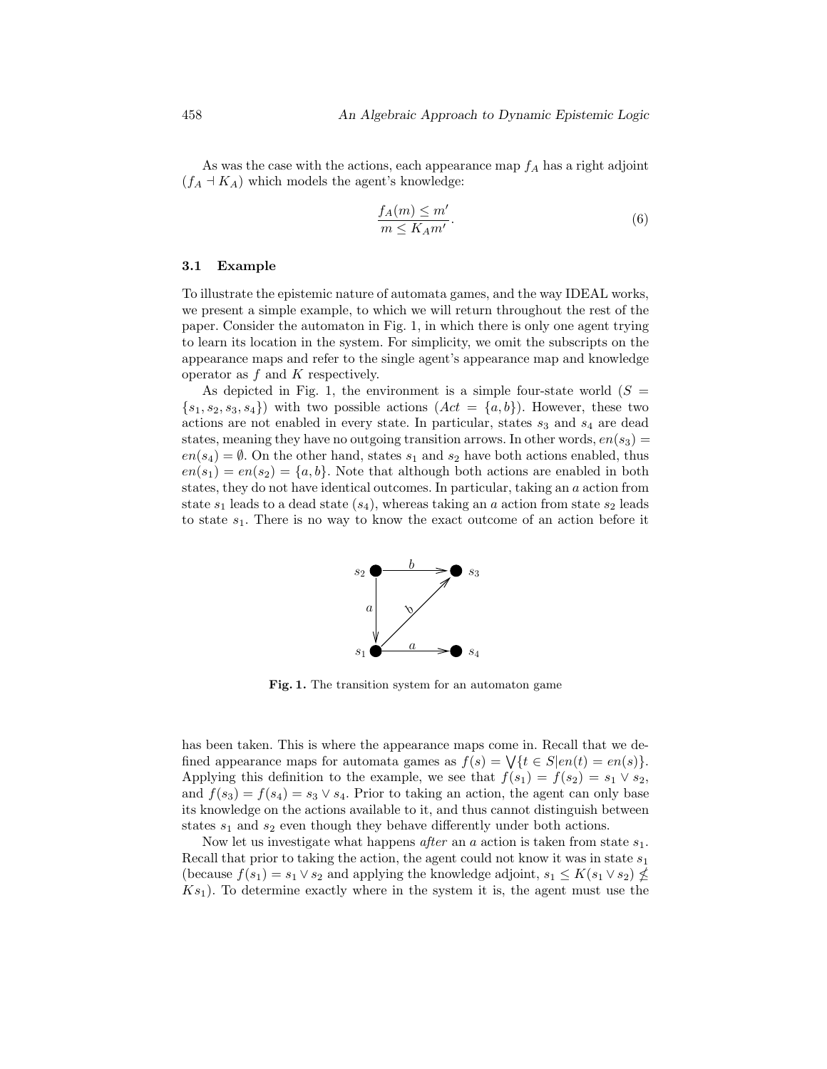As was the case with the actions, each appearance map $f_A$ has a right adjoint ($f_A \dashv K_A$) which models the agent's knowledge:

$$\frac{f_A(m) \le m'}{m \le K_A m'}. \tag{6}$$

### 3.1 Example

To illustrate the epistemic nature of automata games, and the way IDEAL works, we present a simple example, to which we will return throughout the rest of the paper. Consider the automaton in Fig. 1, in which there is only one agent trying to learn its location in the system. For simplicity, we omit the subscripts on the appearance maps and refer to the single agent's appearance map and knowledge operator as $f$ and $K$ respectively.

As depicted in Fig. 1, the environment is a simple four-state world ($S = \{s_1, s_2, s_3, s_4\}$) with two possible actions ($Act = \{a, b\}$). However, these two actions are not enabled in every state. In particular, states $s_3$ and $s_4$ are dead states, meaning they have no outgoing transition arrows. In other words, $en(s_3) = en(s_4) = \emptyset$. On the other hand, states $s_1$ and $s_2$ have both actions enabled, thus $en(s_1) = en(s_2) = \{a, b\}$. Note that although both actions are enabled in both states, they do not have identical outcomes. In particular, taking an $a$ action from state $s_1$ leads to a dead state ($s_4$), whereas taking an $a$ action from state $s_2$ leads to state $s_1$. There is no way to know the exact outcome of an action before it

**Fig. 1.** The transition system for an automaton game

has been taken. This is where the appearance maps come in. Recall that we defined appearance maps for automata games as $f(s) = \bigvee\{t \in S | en(t) = en(s)\}$. Applying this definition to the example, we see that $f(s_1) = f(s_2) = s_1 \vee s_2$, and $f(s_3) = f(s_4) = s_3 \vee s_4$. Prior to taking an action, the agent can only base its knowledge on the actions available to it, and thus cannot distinguish between states $s_1$ and $s_2$ even though they behave differently under both actions.

Now let us investigate what happens *after* an $a$ action is taken from state $s_1$. Recall that prior to taking the action, the agent could not know it was in state $s_1$ (because $f(s_1) = s_1 \vee s_2$ and applying the knowledge adjoint, $s_1 \le K(s_1 \vee s_2) \not\le Ks_1$). To determine exactly where in the system it is, the agent must use the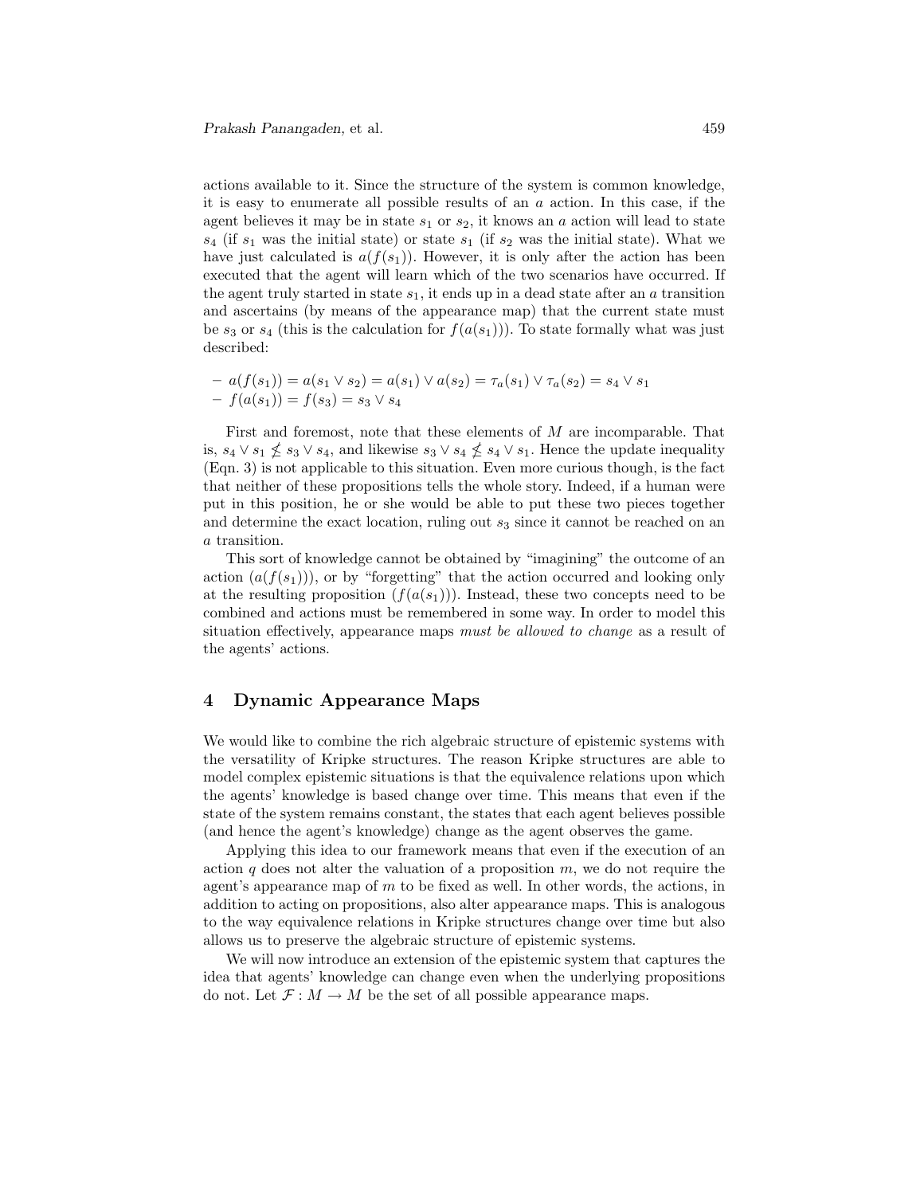actions available to it. Since the structure of the system is common knowledge, it is easy to enumerate all possible results of an $a$ action. In this case, if the agent believes it may be in state $s_1$ or $s_2$, it knows an $a$ action will lead to state $s_4$ (if $s_1$ was the initial state) or state $s_1$ (if $s_2$ was the initial state). What we have just calculated is $a(f(s_1))$. However, it is only after the action has been executed that the agent will learn which of the two scenarios have occurred. If the agent truly started in state $s_1$, it ends up in a dead state after an $a$ transition and ascertains (by means of the appearance map) that the current state must be $s_3$ or $s_4$ (this is the calculation for $f(a(s_1))$). To state formally what was just described:

– $a(f(s_1)) = a(s_1 \vee s_2) = a(s_1) \vee a(s_2) = \tau_a(s_1) \vee \tau_a(s_2) = s_4 \vee s_1$
– $f(a(s_1)) = f(s_3) = s_3 \vee s_4$

First and foremost, note that these elements of $M$ are incomparable. That is, $s_4 \vee s_1 \not\leq s_3 \vee s_4$, and likewise $s_3 \vee s_4 \not\leq s_4 \vee s_1$. Hence the update inequality (Eqn. 3) is not applicable to this situation. Even more curious though, is the fact that neither of these propositions tells the whole story. Indeed, if a human were put in this position, he or she would be able to put these two pieces together and determine the exact location, ruling out $s_3$ since it cannot be reached on an $a$ transition.

This sort of knowledge cannot be obtained by "imagining" the outcome of an action ($a(f(s_1))$), or by "forgetting" that the action occurred and looking only at the resulting proposition ($f(a(s_1))$). Instead, these two concepts need to be combined and actions must be remembered in some way. In order to model this situation effectively, appearance maps *must be allowed to change* as a result of the agents' actions.

## 4 Dynamic Appearance Maps

We would like to combine the rich algebraic structure of epistemic systems with the versatility of Kripke structures. The reason Kripke structures are able to model complex epistemic situations is that the equivalence relations upon which the agents' knowledge is based change over time. This means that even if the state of the system remains constant, the states that each agent believes possible (and hence the agent's knowledge) change as the agent observes the game.

Applying this idea to our framework means that even if the execution of an action $q$ does not alter the valuation of a proposition $m$, we do not require the agent's appearance map of $m$ to be fixed as well. In other words, the actions, in addition to acting on propositions, also alter appearance maps. This is analogous to the way equivalence relations in Kripke structures change over time but also allows us to preserve the algebraic structure of epistemic systems.

We will now introduce an extension of the epistemic system that captures the idea that agents' knowledge can change even when the underlying propositions do not. Let $\mathcal{F} : M \to M$ be the set of all possible appearance maps.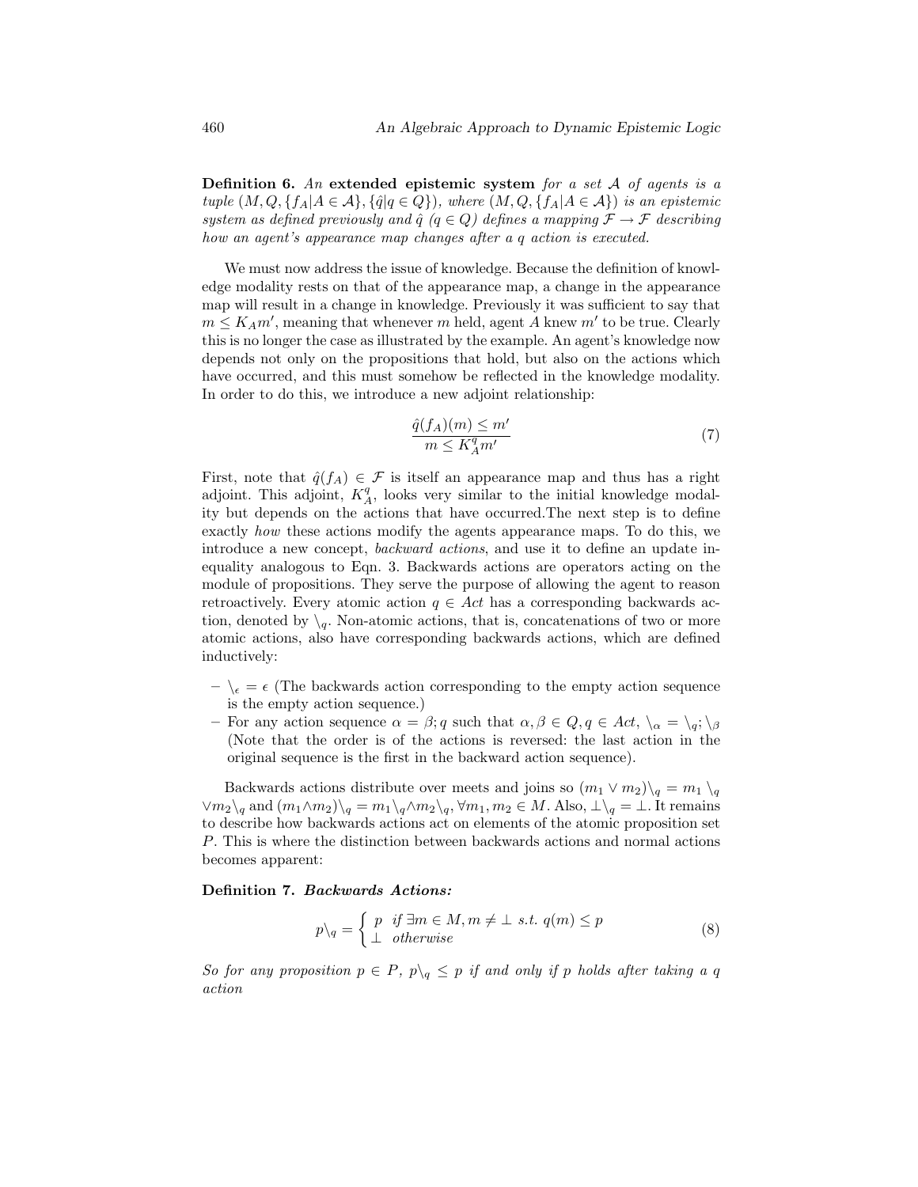**Definition 6.** *An* **extended epistemic system** *for a set $\mathcal{A}$ of agents is a tuple $(M, Q, \{f_A | A \in \mathcal{A}\}, \{\hat{q} | q \in Q\})$, where $(M, Q, \{f_A | A \in \mathcal{A}\})$ is an epistemic system as defined previously and $\hat{q}$ ($q \in Q$) defines a mapping $\mathcal{F} \to \mathcal{F}$ describing how an agent's appearance map changes after a $q$ action is executed.*

We must now address the issue of knowledge. Because the definition of knowledge modality rests on that of the appearance map, a change in the appearance map will result in a change in knowledge. Previously it was sufficient to say that $m \leq K_A m'$, meaning that whenever $m$ held, agent $A$ knew $m'$ to be true. Clearly this is no longer the case as illustrated by the example. An agent's knowledge now depends not only on the propositions that hold, but also on the actions which have occurred, and this must somehow be reflected in the knowledge modality. In order to do this, we introduce a new adjoint relationship:

$$\frac{\hat{q}(f_A)(m) \leq m'}{m \leq K_A^q m'} \tag{7}$$

First, note that $\hat{q}(f_A) \in \mathcal{F}$ is itself an appearance map and thus has a right adjoint. This adjoint, $K_A^q$, looks very similar to the initial knowledge modality but depends on the actions that have occurred.The next step is to define exactly *how* these actions modify the agents appearance maps. To do this, we introduce a new concept, *backward actions*, and use it to define an update inequality analogous to Eqn. 3. Backwards actions are operators acting on the module of propositions. They serve the purpose of allowing the agent to reason retroactively. Every atomic action $q \in Act$ has a corresponding backwards action, denoted by $\backslash_q$. Non-atomic actions, that is, concatenations of two or more atomic actions, also have corresponding backwards actions, which are defined inductively:

- $\backslash_\epsilon = \epsilon$ (The backwards action corresponding to the empty action sequence is the empty action sequence.)
- For any action sequence $\alpha = \beta; q$ such that $\alpha, \beta \in Q, q \in Act$, $\backslash_\alpha = \backslash_q; \backslash_\beta$ (Note that the order is of the actions is reversed: the last action in the original sequence is the first in the backward action sequence).

Backwards actions distribute over meets and joins so $(m_1 \vee m_2)\backslash_q = m_1 \backslash_q \vee m_2\backslash_q$ and $(m_1 \wedge m_2)\backslash_q = m_1\backslash_q \wedge m_2\backslash_q, \forall m_1, m_2 \in M$. Also, $\bot\backslash_q = \bot$. It remains to describe how backwards actions act on elements of the atomic proposition set $P$. This is where the distinction between backwards actions and normal actions becomes apparent:

**Definition 7.** ***Backwards Actions:***

$$p\backslash_q = \begin{cases} p & \text{if } \exists m \in M, m \neq \bot \text{ s.t. } q(m) \leq p \\ \bot & \text{otherwise} \end{cases} \tag{8}$$

*So for any proposition $p \in P$, $p\backslash_q \leq p$ if and only if $p$ holds after taking a $q$ action*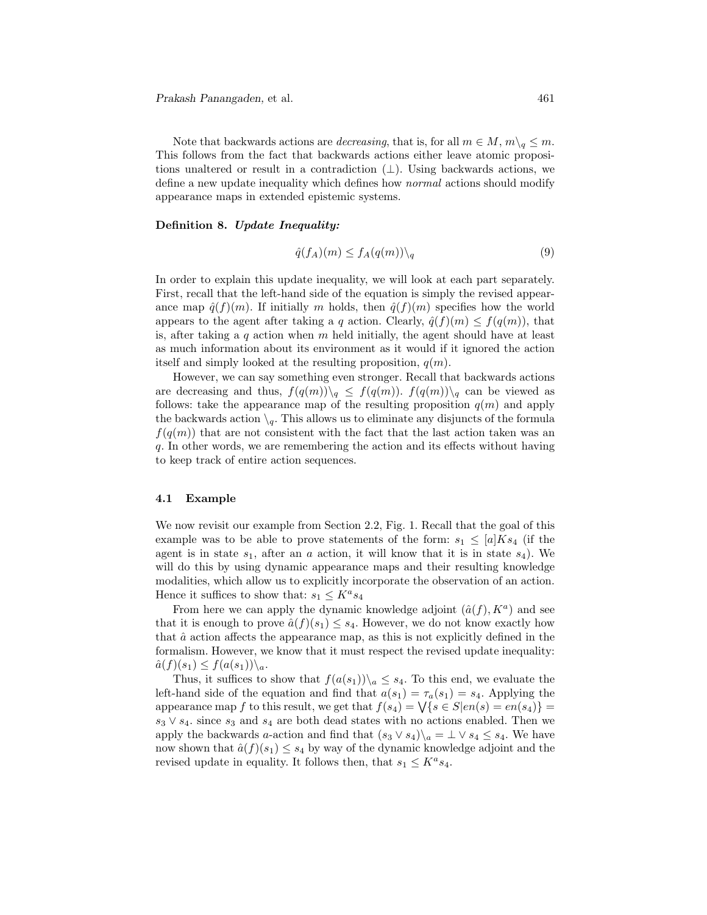Note that backwards actions are *decreasing*, that is, for all $m \in M$, $m\backslash_q \leq m$. This follows from the fact that backwards actions either leave atomic propositions unaltered or result in a contradiction ($\perp$). Using backwards actions, we define a new update inequality which defines how *normal* actions should modify appearance maps in extended epistemic systems.

**Definition 8.** ***Update Inequality:***

$$\hat{q}(f_A)(m) \leq f_A(q(m))\backslash_q \tag{9}$$

In order to explain this update inequality, we will look at each part separately. First, recall that the left-hand side of the equation is simply the revised appearance map $\hat{q}(f)(m)$. If initially $m$ holds, then $\hat{q}(f)(m)$ specifies how the world appears to the agent after taking a $q$ action. Clearly, $\hat{q}(f)(m) \leq f(q(m))$, that is, after taking a $q$ action when $m$ held initially, the agent should have at least as much information about its environment as it would if it ignored the action itself and simply looked at the resulting proposition, $q(m)$.

However, we can say something even stronger. Recall that backwards actions are decreasing and thus, $f(q(m))\backslash_q \leq f(q(m))$. $f(q(m))\backslash_q$ can be viewed as follows: take the appearance map of the resulting proposition $q(m)$ and apply the backwards action $\backslash_q$. This allows us to eliminate any disjuncts of the formula $f(q(m))$ that are not consistent with the fact that the last action taken was an $q$. In other words, we are remembering the action and its effects without having to keep track of entire action sequences.

### 4.1 Example

We now revisit our example from Section 2.2, Fig. 1. Recall that the goal of this example was to be able to prove statements of the form: $s_1 \leq [a]Ks_4$ (if the agent is in state $s_1$, after an $a$ action, it will know that it is in state $s_4$). We will do this by using dynamic appearance maps and their resulting knowledge modalities, which allow us to explicitly incorporate the observation of an action. Hence it suffices to show that: $s_1 \leq K^a s_4$

From here we can apply the dynamic knowledge adjoint $(\hat{a}(f), K^a)$ and see that it is enough to prove $\hat{a}(f)(s_1) \leq s_4$. However, we do not know exactly how that $\hat{a}$ action affects the appearance map, as this is not explicitly defined in the formalism. However, we know that it must respect the revised update inequality: $\hat{a}(f)(s_1) \leq f(a(s_1))\backslash_a$.

Thus, it suffices to show that $f(a(s_1))\backslash_a \leq s_4$. To this end, we evaluate the left-hand side of the equation and find that $a(s_1) = \tau_a(s_1) = s_4$. Applying the appearance map $f$ to this result, we get that $f(s_4) = \bigvee\{s \in S | en(s) = en(s_4)\} = s_3 \vee s_4$. since $s_3$ and $s_4$ are both dead states with no actions enabled. Then we apply the backwards $a$-action and find that $(s_3 \vee s_4)\backslash_a = \perp \vee s_4 \leq s_4$. We have now shown that $\hat{a}(f)(s_1) \leq s_4$ by way of the dynamic knowledge adjoint and the revised update in equality. It follows then, that $s_1 \leq K^a s_4$.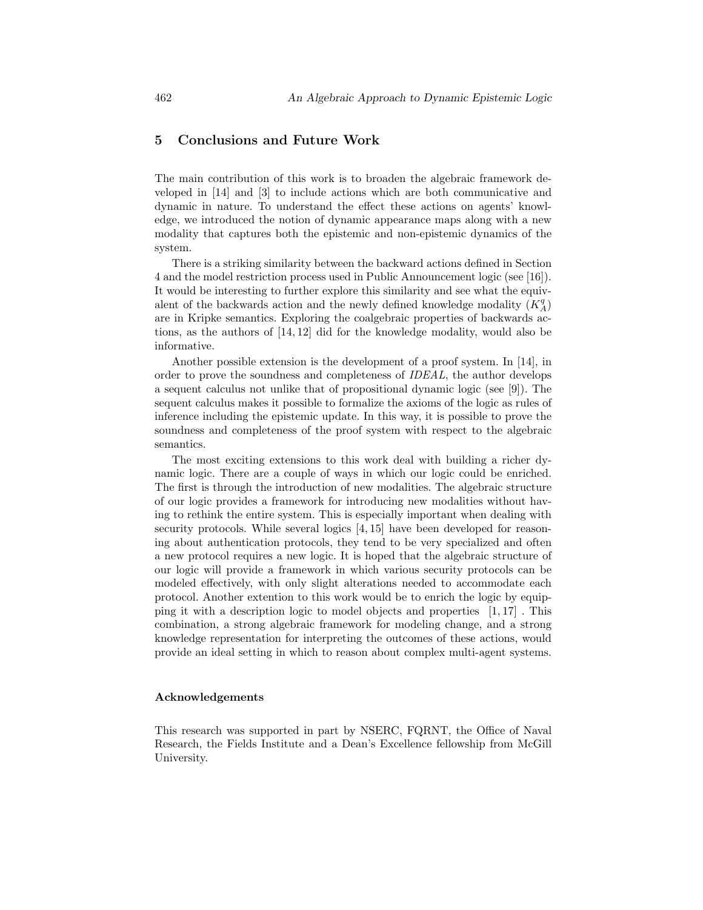## 5 Conclusions and Future Work

The main contribution of this work is to broaden the algebraic framework developed in [14] and [3] to include actions which are both communicative and dynamic in nature. To understand the effect these actions on agents' knowledge, we introduced the notion of dynamic appearance maps along with a new modality that captures both the epistemic and non-epistemic dynamics of the system.

There is a striking similarity between the backward actions defined in Section 4 and the model restriction process used in Public Announcement logic (see [16]). It would be interesting to further explore this similarity and see what the equivalent of the backwards action and the newly defined knowledge modality ($K_A^q$) are in Kripke semantics. Exploring the coalgebraic properties of backwards actions, as the authors of [14, 12] did for the knowledge modality, would also be informative.

Another possible extension is the development of a proof system. In [14], in order to prove the soundness and completeness of *IDEAL*, the author develops a sequent calculus not unlike that of propositional dynamic logic (see [9]). The sequent calculus makes it possible to formalize the axioms of the logic as rules of inference including the epistemic update. In this way, it is possible to prove the soundness and completeness of the proof system with respect to the algebraic semantics.

The most exciting extensions to this work deal with building a richer dynamic logic. There are a couple of ways in which our logic could be enriched. The first is through the introduction of new modalities. The algebraic structure of our logic provides a framework for introducing new modalities without having to rethink the entire system. This is especially important when dealing with security protocols. While several logics [4, 15] have been developed for reasoning about authentication protocols, they tend to be very specialized and often a new protocol requires a new logic. It is hoped that the algebraic structure of our logic will provide a framework in which various security protocols can be modeled effectively, with only slight alterations needed to accommodate each protocol. Another extention to this work would be to enrich the logic by equipping it with a description logic to model objects and properties [1, 17] . This combination, a strong algebraic framework for modeling change, and a strong knowledge representation for interpreting the outcomes of these actions, would provide an ideal setting in which to reason about complex multi-agent systems.

#### Acknowledgements

This research was supported in part by NSERC, FQRNT, the Office of Naval Research, the Fields Institute and a Dean's Excellence fellowship from McGill University.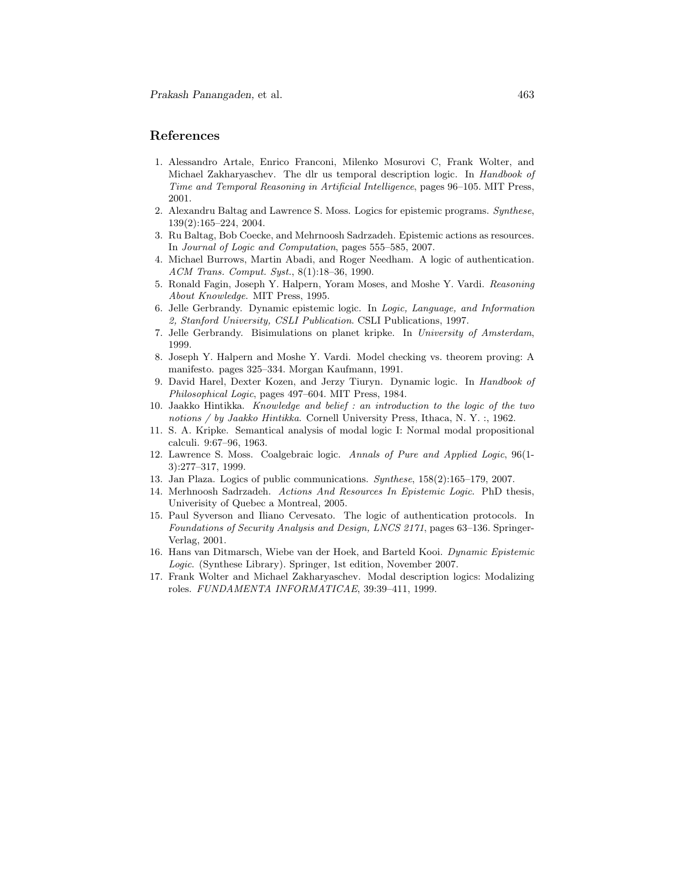## References

1. Alessandro Artale, Enrico Franconi, Milenko Mosurovi C, Frank Wolter, and Michael Zakharyaschev. The dlr us temporal description logic. In *Handbook of Time and Temporal Reasoning in Artificial Intelligence*, pages 96–105. MIT Press, 2001.
2. Alexandru Baltag and Lawrence S. Moss. Logics for epistemic programs. *Synthese*, 139(2):165–224, 2004.
3. Ru Baltag, Bob Coecke, and Mehrnoosh Sadrzadeh. Epistemic actions as resources. In *Journal of Logic and Computation*, pages 555–585, 2007.
4. Michael Burrows, Martin Abadi, and Roger Needham. A logic of authentication. *ACM Trans. Comput. Syst.*, 8(1):18–36, 1990.
5. Ronald Fagin, Joseph Y. Halpern, Yoram Moses, and Moshe Y. Vardi. *Reasoning About Knowledge*. MIT Press, 1995.
6. Jelle Gerbrandy. Dynamic epistemic logic. In *Logic, Language, and Information 2, Stanford University, CSLI Publication*. CSLI Publications, 1997.
7. Jelle Gerbrandy. Bisimulations on planet kripke. In *University of Amsterdam*, 1999.
8. Joseph Y. Halpern and Moshe Y. Vardi. Model checking vs. theorem proving: A manifesto. pages 325–334. Morgan Kaufmann, 1991.
9. David Harel, Dexter Kozen, and Jerzy Tiuryn. Dynamic logic. In *Handbook of Philosophical Logic*, pages 497–604. MIT Press, 1984.
10. Jaakko Hintikka. *Knowledge and belief : an introduction to the logic of the two notions / by Jaakko Hintikka*. Cornell University Press, Ithaca, N. Y. :, 1962.
11. S. A. Kripke. Semantical analysis of modal logic I: Normal modal propositional calculi. 9:67–96, 1963.
12. Lawrence S. Moss. Coalgebraic logic. *Annals of Pure and Applied Logic*, 96(1-3):277–317, 1999.
13. Jan Plaza. Logics of public communications. *Synthese*, 158(2):165–179, 2007.
14. Merhnoosh Sadrzadeh. *Actions And Resources In Epistemic Logic*. PhD thesis, Univerisity of Quebec a Montreal, 2005.
15. Paul Syverson and Iliano Cervesato. The logic of authentication protocols. In *Foundations of Security Analysis and Design, LNCS 2171*, pages 63–136. Springer-Verlag, 2001.
16. Hans van Ditmarsch, Wiebe van der Hoek, and Barteld Kooi. *Dynamic Epistemic Logic*. (Synthese Library). Springer, 1st edition, November 2007.
17. Frank Wolter and Michael Zakharyaschev. Modal description logics: Modalizing roles. *FUNDAMENTA INFORMATICAE*, 39:39–411, 1999.